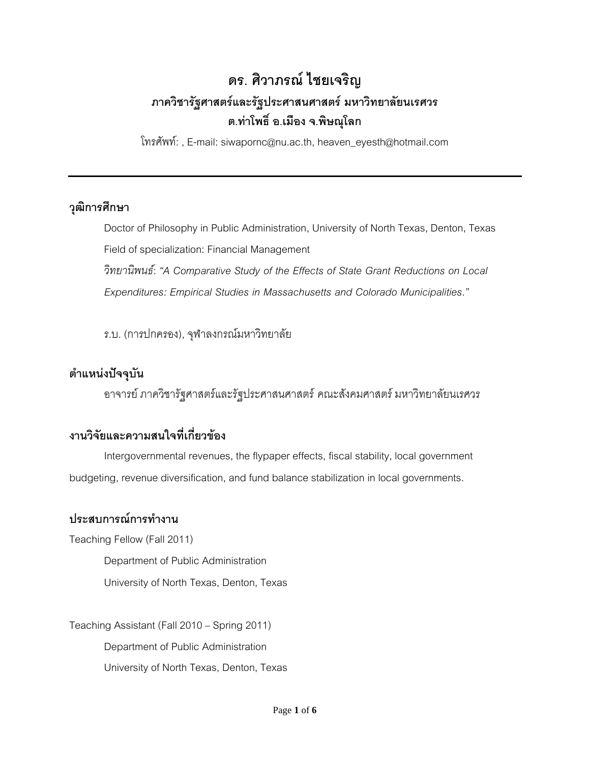# ดร. ศิวาภรณ์ ไชยเจริญ

## ภาควิชารัฐศาสตร์และรัฐประศาสนศาสตร์ มหาวิทยาลัยนเรศวร
## ต.ท่าโพธิ์ อ.เมือง จ.พิษณุโลก

โทรศัพท์: , E-mail: siwapornc@nu.ac.th, heaven_eyesth@hotmail.com

---

### วุฒิการศึกษา

Doctor of Philosophy in Public Administration, University of North Texas, Denton, Texas

Field of specialization: Financial Management

*วิทยานิพนธ์*: *"A Comparative Study of the Effects of State Grant Reductions on Local Expenditures: Empirical Studies in Massachusetts and Colorado Municipalities."*

ร.บ. (การปกครอง), จุฬาลงกรณ์มหาวิทยาลัย

### ตำแหน่งปัจจุบัน

อาจารย์ ภาควิชารัฐศาสตร์และรัฐประศาสนศาสตร์ คณะสังคมศาสตร์ มหาวิทยาลัยนเรศวร

### งานวิจัยและความสนใจที่เกี่ยวข้อง

Intergovernmental revenues, the flypaper effects, fiscal stability, local government budgeting, revenue diversification, and fund balance stabilization in local governments.

### ประสบการณ์การทำงาน

Teaching Fellow (Fall 2011)

Department of Public Administration

University of North Texas, Denton, Texas

Teaching Assistant (Fall 2010 – Spring 2011)

Department of Public Administration

University of North Texas, Denton, Texas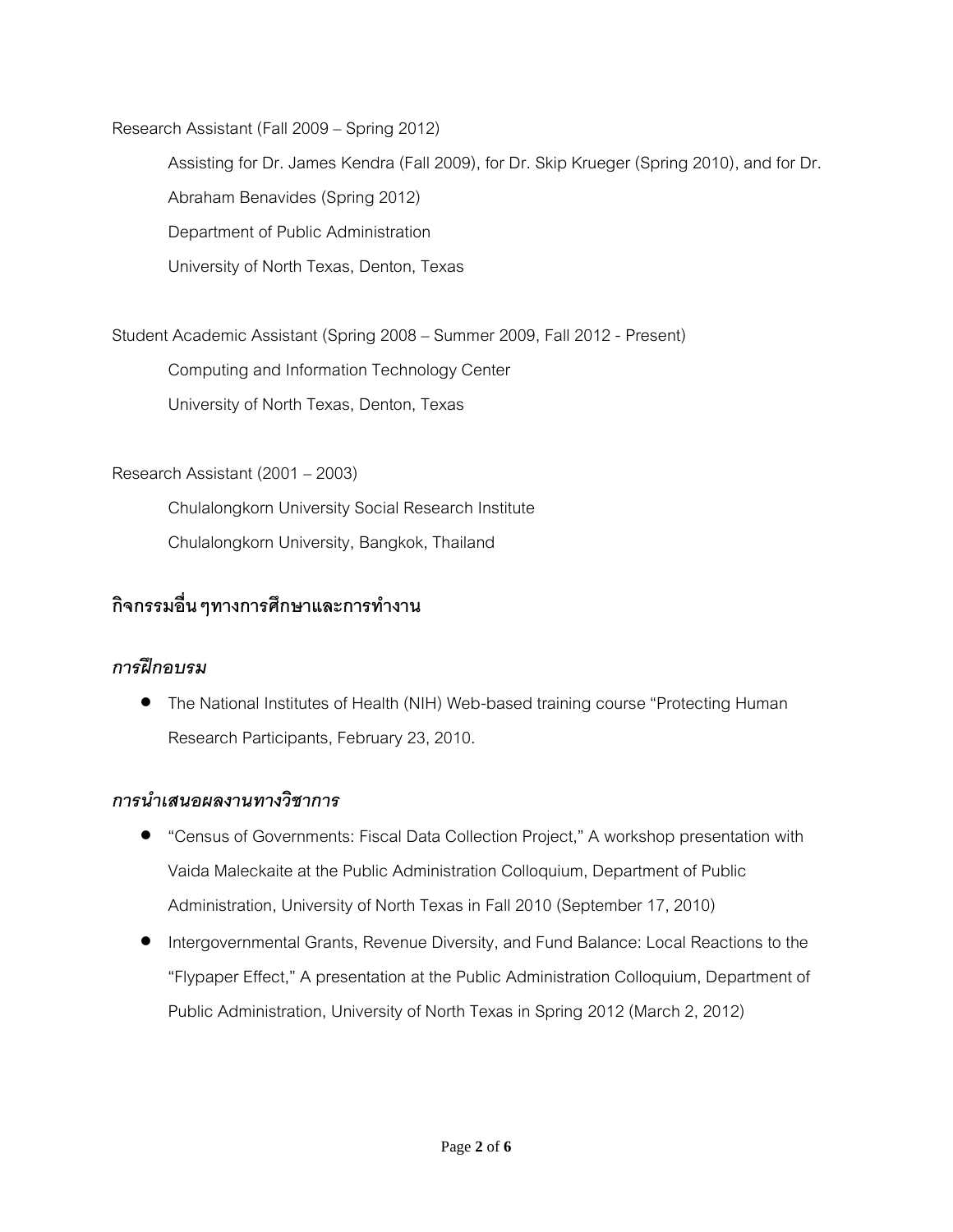Research Assistant (Fall 2009 – Spring 2012)

Assisting for Dr. James Kendra (Fall 2009), for Dr. Skip Krueger (Spring 2010), and for Dr. Abraham Benavides (Spring 2012)

Department of Public Administration

University of North Texas, Denton, Texas

Student Academic Assistant (Spring 2008 – Summer 2009, Fall 2012 - Present)

Computing and Information Technology Center

University of North Texas, Denton, Texas

Research Assistant (2001 – 2003)

Chulalongkorn University Social Research Institute

Chulalongkorn University, Bangkok, Thailand

## กิจกรรมอื่น ๆทางการศึกษาและการทำงาน

### *การฝึกอบรม*

- The National Institutes of Health (NIH) Web-based training course "Protecting Human Research Participants, February 23, 2010.

### *การนำเสนอผลงานทางวิชาการ*

- "Census of Governments: Fiscal Data Collection Project," A workshop presentation with Vaida Maleckaite at the Public Administration Colloquium, Department of Public Administration, University of North Texas in Fall 2010 (September 17, 2010)
- Intergovernmental Grants, Revenue Diversity, and Fund Balance: Local Reactions to the "Flypaper Effect," A presentation at the Public Administration Colloquium, Department of Public Administration, University of North Texas in Spring 2012 (March 2, 2012)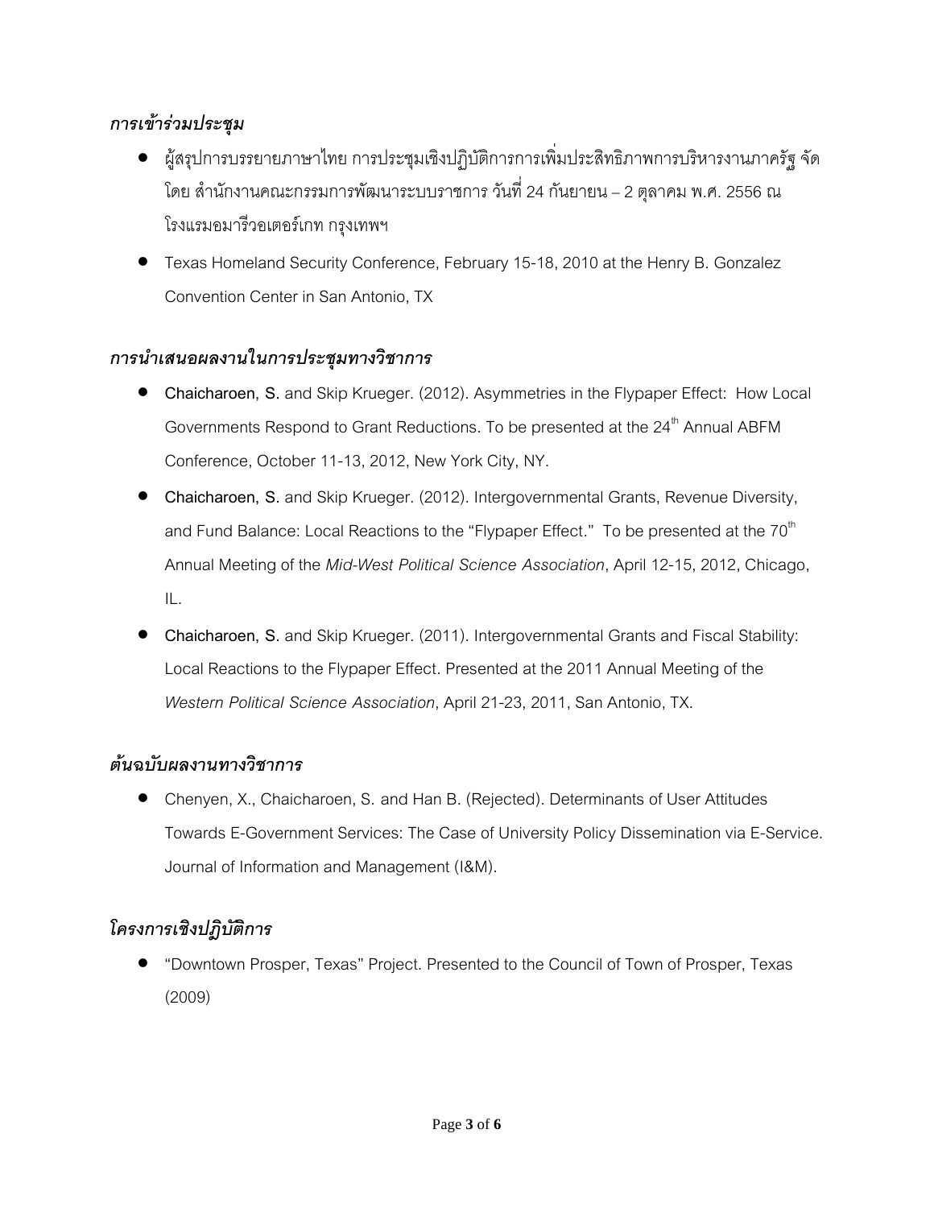### *การเข้าร่วมประชุม*

- ผู้สรุปการบรรยายภาษาไทย การประชุมเชิงปฏิบัติการการเพิ่มประสิทธิภาพการบริหารงานภาครัฐ จัดโดย สำนักงานคณะกรรมการพัฒนาระบบราชการ วันที่ 24 กันยายน – 2 ตุลาคม พ.ศ. 2556 ณ โรงแรมอมารีวอเตอร์เกท กรุงเทพฯ
- Texas Homeland Security Conference, February 15-18, 2010 at the Henry B. Gonzalez Convention Center in San Antonio, TX

### *การนำเสนอผลงานในการประชุมทางวิชาการ*

- **Chaicharoen, S.** and Skip Krueger. (2012). Asymmetries in the Flypaper Effect: How Local Governments Respond to Grant Reductions. To be presented at the 24th Annual ABFM Conference, October 11-13, 2012, New York City, NY.
- **Chaicharoen, S.** and Skip Krueger. (2012). Intergovernmental Grants, Revenue Diversity, and Fund Balance: Local Reactions to the "Flypaper Effect." To be presented at the 70th Annual Meeting of the *Mid-West Political Science Association*, April 12-15, 2012, Chicago, IL.
- **Chaicharoen, S.** and Skip Krueger. (2011). Intergovernmental Grants and Fiscal Stability: Local Reactions to the Flypaper Effect. Presented at the 2011 Annual Meeting of the *Western Political Science Association*, April 21-23, 2011, San Antonio, TX.

### *ต้นฉบับผลงานทางวิชาการ*

- Chenyen, X., Chaicharoen, S. and Han B. (Rejected). Determinants of User Attitudes Towards E-Government Services: The Case of University Policy Dissemination via E-Service. Journal of Information and Management (I&M).

### *โครงการเชิงปฏิบัติการ*

- "Downtown Prosper, Texas" Project. Presented to the Council of Town of Prosper, Texas (2009)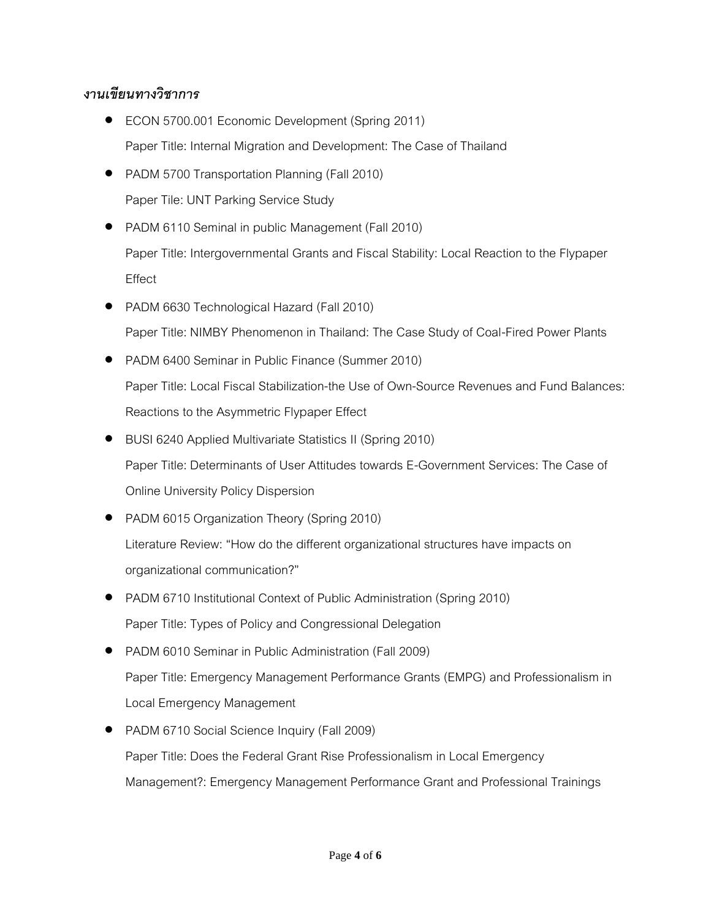***งานเขียนทางวิชาการ***

- ECON 5700.001 Economic Development (Spring 2011)

  Paper Title: Internal Migration and Development: The Case of Thailand

- PADM 5700 Transportation Planning (Fall 2010)

  Paper Tile: UNT Parking Service Study

- PADM 6110 Seminal in public Management (Fall 2010)

  Paper Title: Intergovernmental Grants and Fiscal Stability: Local Reaction to the Flypaper Effect

- PADM 6630 Technological Hazard (Fall 2010)

  Paper Title: NIMBY Phenomenon in Thailand: The Case Study of Coal-Fired Power Plants

- PADM 6400 Seminar in Public Finance (Summer 2010)

  Paper Title: Local Fiscal Stabilization-the Use of Own-Source Revenues and Fund Balances: Reactions to the Asymmetric Flypaper Effect

- BUSI 6240 Applied Multivariate Statistics II (Spring 2010)

  Paper Title: Determinants of User Attitudes towards E-Government Services: The Case of Online University Policy Dispersion

- PADM 6015 Organization Theory (Spring 2010)

  Literature Review: "How do the different organizational structures have impacts on organizational communication?"

- PADM 6710 Institutional Context of Public Administration (Spring 2010)

  Paper Title: Types of Policy and Congressional Delegation

- PADM 6010 Seminar in Public Administration (Fall 2009)

  Paper Title: Emergency Management Performance Grants (EMPG) and Professionalism in Local Emergency Management

- PADM 6710 Social Science Inquiry (Fall 2009)

  Paper Title: Does the Federal Grant Rise Professionalism in Local Emergency Management?: Emergency Management Performance Grant and Professional Trainings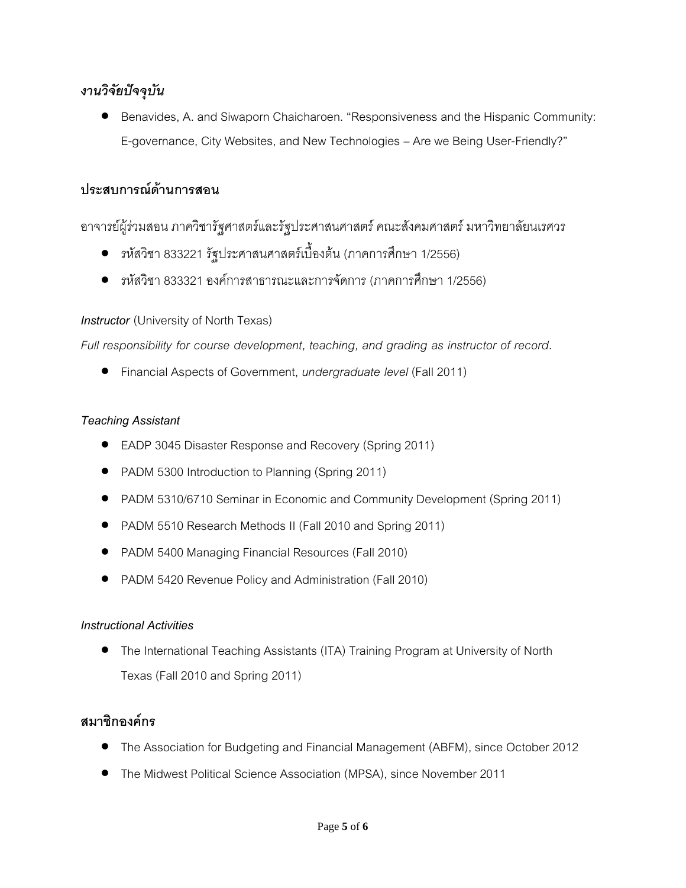## *งานวิจัยปัจจุบัน*

- Benavides, A. and Siwaporn Chaicharoen. "Responsiveness and the Hispanic Community: E-governance, City Websites, and New Technologies – Are we Being User-Friendly?"

## ประสบการณ์ด้านการสอน

อาจารย์ผู้ร่วมสอน ภาควิชารัฐศาสตร์และรัฐประศาสนศาสตร์ คณะสังคมศาสตร์ มหาวิทยาลัยนเรศวร

- รหัสวิชา 833221 รัฐประศาสนศาสตร์เบื้องต้น (ภาคการศึกษา 1/2556)
- รหัสวิชา 833321 องค์การสาธารณะและการจัดการ (ภาคการศึกษา 1/2556)

***Instructor*** (University of North Texas)

*Full responsibility for course development, teaching, and grading as instructor of record.*

- Financial Aspects of Government, *undergraduate level* (Fall 2011)

*Teaching Assistant*

- EADP 3045 Disaster Response and Recovery (Spring 2011)
- PADM 5300 Introduction to Planning (Spring 2011)
- PADM 5310/6710 Seminar in Economic and Community Development (Spring 2011)
- PADM 5510 Research Methods II (Fall 2010 and Spring 2011)
- PADM 5400 Managing Financial Resources (Fall 2010)
- PADM 5420 Revenue Policy and Administration (Fall 2010)

*Instructional Activities*

- The International Teaching Assistants (ITA) Training Program at University of North Texas (Fall 2010 and Spring 2011)

## สมาชิกองค์กร

- The Association for Budgeting and Financial Management (ABFM), since October 2012
- The Midwest Political Science Association (MPSA), since November 2011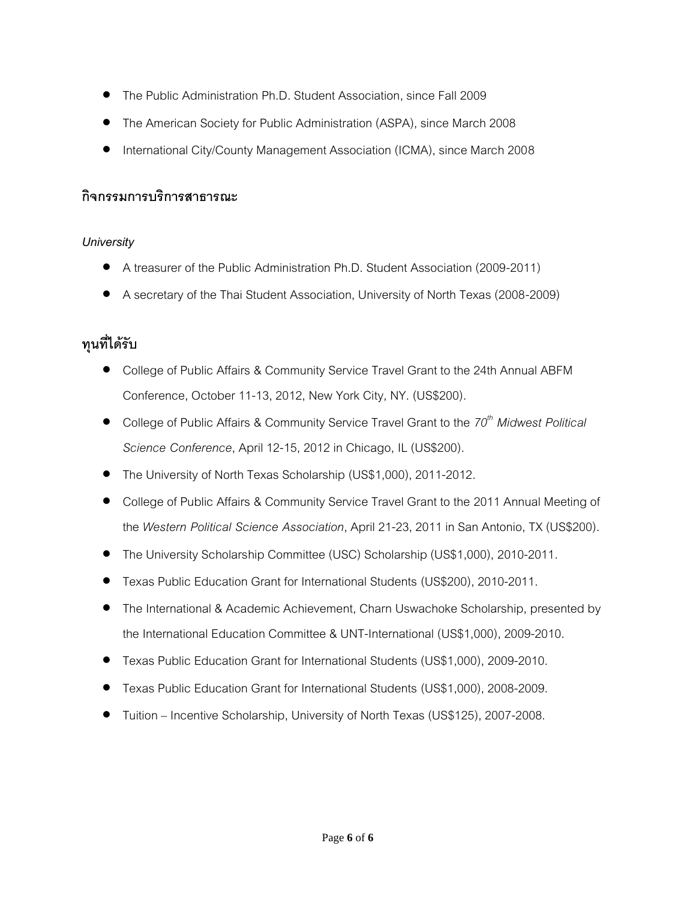- The Public Administration Ph.D. Student Association, since Fall 2009
- The American Society for Public Administration (ASPA), since March 2008
- International City/County Management Association (ICMA), since March 2008

## กิจกรรมการบริการสาธารณะ

*University*

- A treasurer of the Public Administration Ph.D. Student Association (2009-2011)
- A secretary of the Thai Student Association, University of North Texas (2008-2009)

## ทุนที่ได้รับ

- College of Public Affairs & Community Service Travel Grant to the 24th Annual ABFM Conference, October 11-13, 2012, New York City, NY. (US$200).
- College of Public Affairs & Community Service Travel Grant to the *70th Midwest Political Science Conference*, April 12-15, 2012 in Chicago, IL (US$200).
- The University of North Texas Scholarship (US$1,000), 2011-2012.
- College of Public Affairs & Community Service Travel Grant to the 2011 Annual Meeting of the *Western Political Science Association*, April 21-23, 2011 in San Antonio, TX (US$200).
- The University Scholarship Committee (USC) Scholarship (US$1,000), 2010-2011.
- Texas Public Education Grant for International Students (US$200), 2010-2011.
- The International & Academic Achievement, Charn Uswachoke Scholarship, presented by the International Education Committee & UNT-International (US$1,000), 2009-2010.
- Texas Public Education Grant for International Students (US$1,000), 2009-2010.
- Texas Public Education Grant for International Students (US$1,000), 2008-2009.
- Tuition – Incentive Scholarship, University of North Texas (US$125), 2007-2008.